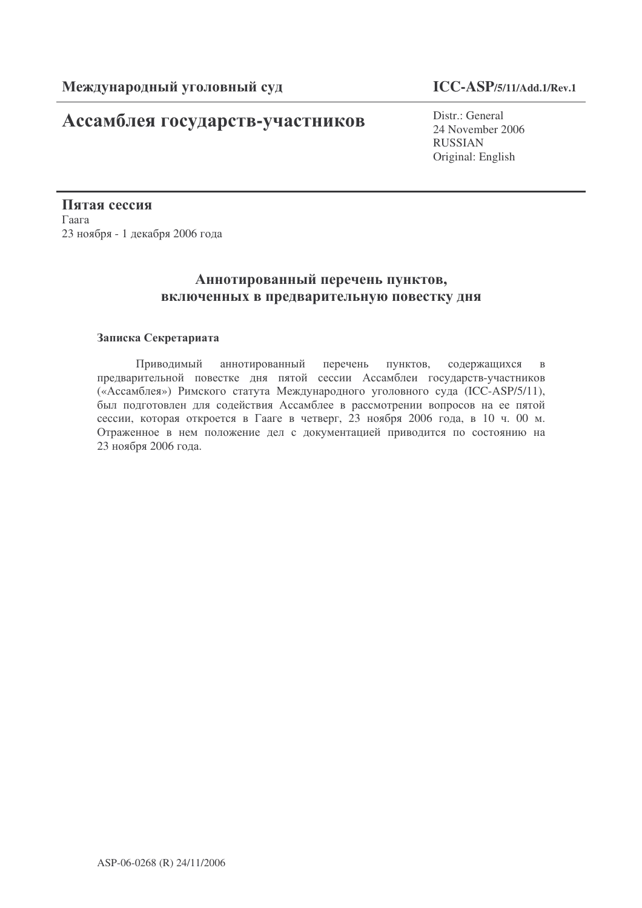**Международный уголовный суд** **ICC-ASP/5/11/Add.1/Rev.1**

# Ассамблея государств-участников

Distr.: General
24 November 2006
RUSSIAN
Original: English

## Пятая сессия

Гаага
23 ноября - 1 декабря 2006 года

## Аннотированный перечень пунктов, включенных в предварительную повестку дня

### Записка Секретариата

Приводимый аннотированный перечень пунктов, содержащихся в предварительной повестке дня пятой сессии Ассамблеи государств-участников («Ассамблея») Римского статута Международного уголовного суда (ICC-ASP/5/11), был подготовлен для содействия Ассамблее в рассмотрении вопросов на ее пятой сессии, которая откроется в Гааге в четверг, 23 ноября 2006 года, в 10 ч. 00 м. Отраженное в нем положение дел с документацией приводится по состоянию на 23 ноября 2006 года.

ASP-06-0268 (R) 24/11/2006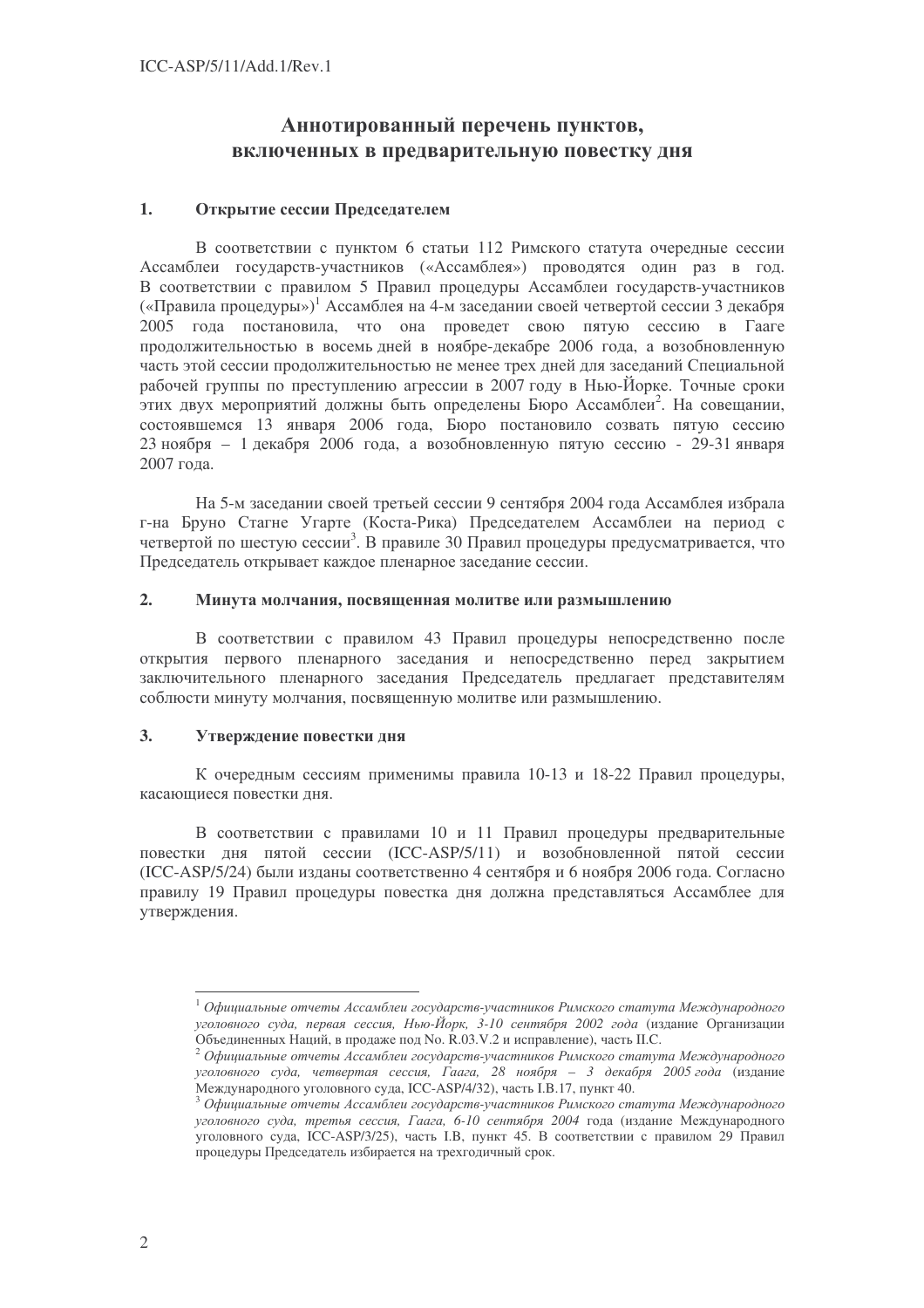# Аннотированный перечень пунктов, включенных в предварительную повестку дня

## 1. Открытие сессии Председателем

В соответствии с пунктом 6 статьи 112 Римского статута очередные сессии Ассамблеи государств-участников («Ассамблея») проводятся один раз в год. В соответствии с правилом 5 Правил процедуры Ассамблеи государств-участников («Правила процедуры»)[1] Ассамблея на 4-м заседании своей четвертой сессии 3 декабря 2005 года постановила, что она проведет свою пятую сессию в Гааге продолжительностью в восемь дней в ноябре-декабре 2006 года, а возобновленную часть этой сессии продолжительностью не менее трех дней для заседаний Специальной рабочей группы по преступлению агрессии в 2007 году в Нью-Йорке. Точные сроки этих двух мероприятий должны быть определены Бюро Ассамблеи[2]. На совещании, состоявшемся 13 января 2006 года, Бюро постановило созвать пятую сессию 23 ноября – 1 декабря 2006 года, а возобновленную пятую сессию - 29-31 января 2007 года.

На 5-м заседании своей третьей сессии 9 сентября 2004 года Ассамблея избрала г-на Бруно Стагне Угарте (Коста-Рика) Председателем Ассамблеи на период с четвертой по шестую сессии[3]. В правиле 30 Правил процедуры предусматривается, что Председатель открывает каждое пленарное заседание сессии.

## 2. Минута молчания, посвященная молитве или размышлению

В соответствии с правилом 43 Правил процедуры непосредственно после открытия первого пленарного заседания и непосредственно перед закрытием заключительного пленарного заседания Председатель предлагает представителям соблюсти минуту молчания, посвященную молитве или размышлению.

## 3. Утверждение повестки дня

К очередным сессиям применимы правила 10-13 и 18-22 Правил процедуры, касающиеся повестки дня.

В соответствии с правилами 10 и 11 Правил процедуры предварительные повестки дня пятой сессии (ICC-ASP/5/11) и возобновленной пятой сессии (ICC-ASP/5/24) были изданы соответственно 4 сентября и 6 ноября 2006 года. Согласно правилу 19 Правил процедуры повестка дня должна представляться Ассамблее для утверждения.

---

[1] *Официальные отчеты Ассамблеи государств-участников Римского статута Международного уголовного суда, первая сессия, Нью-Йорк, 3-10 сентября 2002 года* (издание Организации Объединенных Наций, в продаже под No. R.03.V.2 и исправление), часть II.C.

[2] *Официальные отчеты Ассамблеи государств-участников Римского статута Международного уголовного суда, четвертая сессия, Гаага, 28 ноября – 3 декабря 2005 года* (издание Международного уголовного суда, ICC-ASP/4/32), часть I.B.17, пункт 40.

[3] *Официальные отчеты Ассамблеи государств-участников Римского статута Международного уголовного суда, третья сессия, Гаага, 6-10 сентября 2004* года (издание Международного уголовного суда, ICC-ASP/3/25), часть I.B, пункт 45. В соответствии с правилом 29 Правил процедуры Председатель избирается на трехгодичный срок.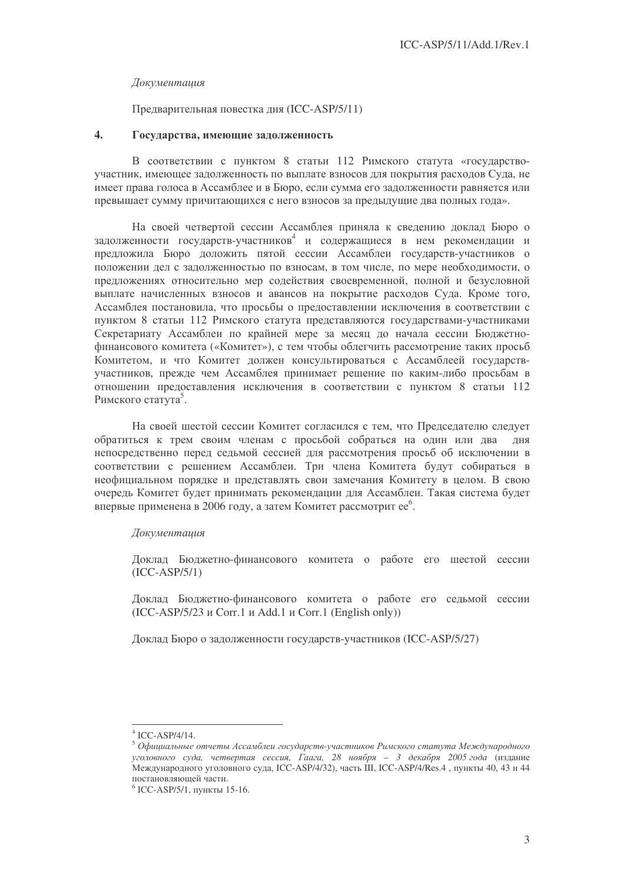*Документация*

Предварительная повестка дня (ICC-ASP/5/11)

## 4. Государства, имеющие задолженность

В соответствии с пунктом 8 статьи 112 Римского статута «государство-участник, имеющее задолженность по выплате взносов для покрытия расходов Суда, не имеет права голоса в Ассамблее и в Бюро, если сумма его задолженности равняется или превышает сумму причитающихся с него взносов за предыдущие два полных года».

На своей четвертой сессии Ассамблея приняла к сведению доклад Бюро о задолженности государств-участников[4] и содержащиеся в нем рекомендации и предложила Бюро доложить пятой сессии Ассамблеи государств-участников о положении дел с задолженностью по взносам, в том числе, по мере необходимости, о предложениях относительно мер содействия своевременной, полной и безусловной выплате начисленных взносов и авансов на покрытие расходов Суда. Кроме того, Ассамблея постановила, что просьбы о предоставлении исключения в соответствии с пунктом 8 статьи 112 Римского статута представляются государствами-участниками Секретариату Ассамблеи по крайней мере за месяц до начала сессии Бюджетно-финансового комитета («Комитет»), с тем чтобы облегчить рассмотрение таких просьб Комитетом, и что Комитет должен консультироваться с Ассамблеей государств-участников, прежде чем Ассамблея принимает решение по каким-либо просьбам в отношении предоставления исключения в соответствии с пунктом 8 статьи 112 Римского статута[5].

На своей шестой сессии Комитет согласился с тем, что Председателю следует обратиться к трем своим членам с просьбой собраться на один или два дня непосредственно перед седьмой сессией для рассмотрения просьб об исключении в соответствии с решением Ассамблеи. Три члена Комитета будут собираться в неофициальном порядке и представлять свои замечания Комитету в целом. В свою очередь Комитет будет принимать рекомендации для Ассамблеи. Такая система будет впервые применена в 2006 году, а затем Комитет рассмотрит ее[6].

*Документация*

Доклад Бюджетно-финансового комитета о работе его шестой сессии (ICC-ASP/5/1)

Доклад Бюджетно-финансового комитета о работе его седьмой сессии (ICC-ASP/5/23 и Corr.1 и Add.1 и Corr.1 (English only))

Доклад Бюро о задолженности государств-участников (ICC-ASP/5/27)

---

[4] ICC-ASP/4/14.

[5] *Официальные отчеты Ассамблеи государств-участников Римского статута Международного уголовного суда, четвертая сессия, Гаага, 28 ноября – 3 декабря 2005 года* (издание Международного уголовного суда, ICC-ASP/4/32), часть III, ICC-ASP/4/Res.4 , пункты 40, 43 и 44 постановляющей части.

[6] ICC-ASP/5/1, пункты 15-16.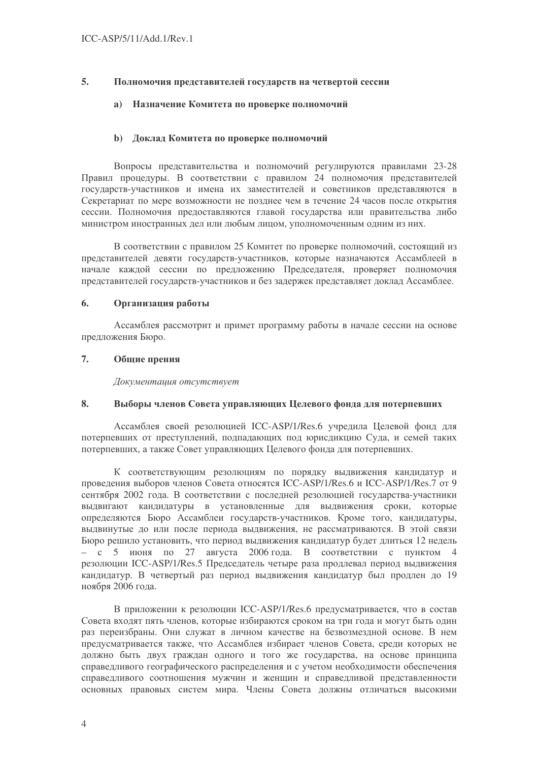## 5. Полномочия представителей государств на четвертой сессии

### a) Назначение Комитета по проверке полномочий

### b) Доклад Комитета по проверке полномочий

Вопросы представительства и полномочий регулируются правилами 23-28 Правил процедуры. В соответствии с правилом 24 полномочия представителей государств-участников и имена их заместителей и советников представляются в Секретариат по мере возможности не позднее чем в течение 24 часов после открытия сессии. Полномочия предоставляются главой государства или правительства либо министром иностранных дел или любым лицом, уполномоченным одним из них.

В соответствии с правилом 25 Комитет по проверке полномочий, состоящий из представителей девяти государств-участников, которые назначаются Ассамблеей в начале каждой сессии по предложению Председателя, проверяет полномочия представителей государств-участников и без задержек представляет доклад Ассамблее.

## 6. Организация работы

Ассамблея рассмотрит и примет программу работы в начале сессии на основе предложения Бюро.

## 7. Общие прения

*Документация отсутствует*

## 8. Выборы членов Совета управляющих Целевого фонда для потерпевших

Ассамблея своей резолюцией ICC-ASP/1/Res.6 учредила Целевой фонд для потерпевших от преступлений, подпадающих под юрисдикцию Суда, и семей таких потерпевших, а также Совет управляющих Целевого фонда для потерпевших.

К соответствующим резолюциям по порядку выдвижения кандидатур и проведения выборов членов Совета относятся ICC-ASP/1/Res.6 и ICC-ASP/1/Res.7 от 9 сентября 2002 года. В соответствии с последней резолюцией государства-участники выдвигают кандидатуры в установленные для выдвижения сроки, которые определяются Бюро Ассамблеи государств-участников. Кроме того, кандидатуры, выдвинутые до или после периода выдвижения, не рассматриваются. В этой связи Бюро решило установить, что период выдвижения кандидатур будет длиться 12 недель – с 5 июня по 27 августа 2006 года. В соответствии с пунктом 4 резолюции ICC-ASP/1/Res.5 Председатель четыре раза продлевал период выдвижения кандидатур. В четвертый раз период выдвижения кандидатур был продлен до 19 ноября 2006 года.

В приложении к резолюции ICC-ASP/1/Res.6 предусматривается, что в состав Совета входят пять членов, которые избираются сроком на три года и могут быть один раз переизбраны. Они служат в личном качестве на безвозмездной основе. В нем предусматривается также, что Ассамблея избирает членов Совета, среди которых не должно быть двух граждан одного и того же государства, на основе принципа справедливого географического распределения и с учетом необходимости обеспечения справедливого соотношения мужчин и женщин и справедливой представленности основных правовых систем мира. Члены Совета должны отличаться высокими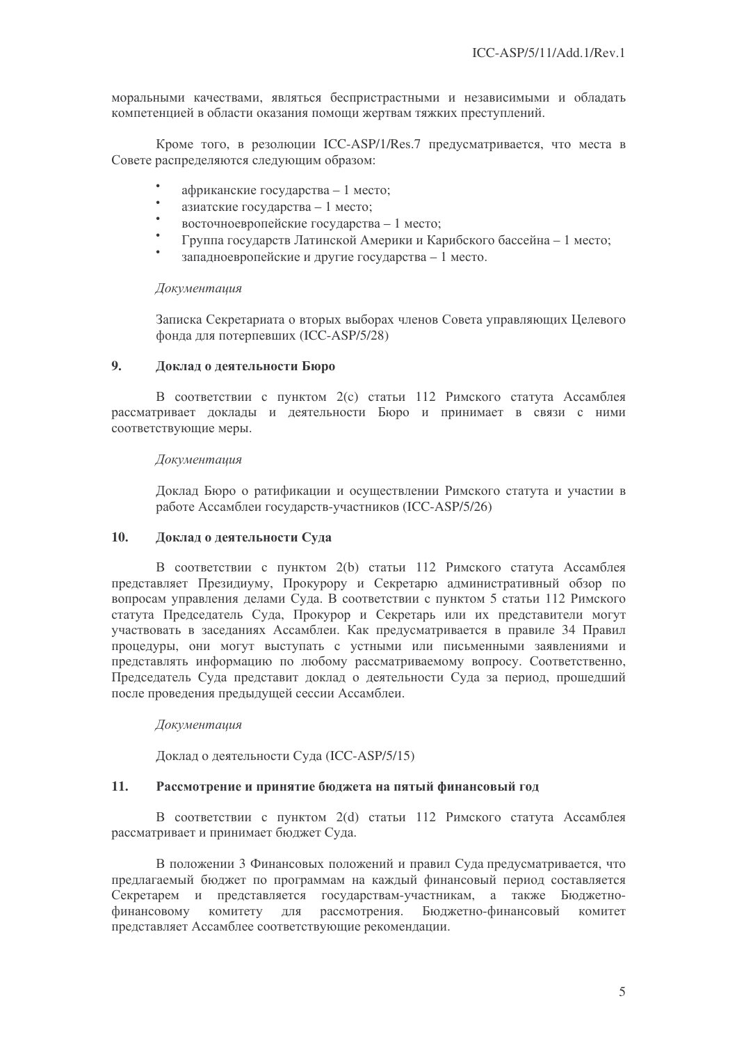моральными качествами, являться беспристрастными и независимыми и обладать компетенцией в области оказания помощи жертвам тяжких преступлений.

Кроме того, в резолюции ICC-ASP/1/Res.7 предусматривается, что места в Совете распределяются следующим образом:

- африканские государства – 1 место;
- азиатские государства – 1 место;
- восточноевропейские государства – 1 место;
- Группа государств Латинской Америки и Карибского бассейна – 1 место;
- западноевропейские и другие государства – 1 место.

*Документация*

Записка Секретариата о вторых выборах членов Совета управляющих Целевого фонда для потерпевших (ICC-ASP/5/28)

## 9. Доклад о деятельности Бюро

В соответствии с пунктом 2(с) статьи 112 Римского статута Ассамблея рассматривает доклады и деятельности Бюро и принимает в связи с ними соответствующие меры.

*Документация*

Доклад Бюро о ратификации и осуществлении Римского статута и участии в работе Ассамблеи государств-участников (ICC-ASP/5/26)

## 10. Доклад о деятельности Суда

В соответствии с пунктом 2(b) статьи 112 Римского статута Ассамблея представляет Президиуму, Прокурору и Секретарю административный обзор по вопросам управления делами Суда. В соответствии с пунктом 5 статьи 112 Римского статута Председатель Суда, Прокурор и Секретарь или их представители могут участвовать в заседаниях Ассамблеи. Как предусматривается в правиле 34 Правил процедуры, они могут выступать с устными или письменными заявлениями и представлять информацию по любому рассматриваемому вопросу. Соответственно, Председатель Суда представит доклад о деятельности Суда за период, прошедший после проведения предыдущей сессии Ассамблеи.

*Документация*

Доклад о деятельности Суда (ICC-ASP/5/15)

## 11. Рассмотрение и принятие бюджета на пятый финансовый год

В соответствии с пунктом 2(d) статьи 112 Римского статута Ассамблея рассматривает и принимает бюджет Суда.

В положении 3 Финансовых положений и правил Суда предусматривается, что предлагаемый бюджет по программам на каждый финансовый период составляется Секретарем и представляется государствам-участникам, а также Бюджетно-финансовому комитету для рассмотрения. Бюджетно-финансовый комитет представляет Ассамблее соответствующие рекомендации.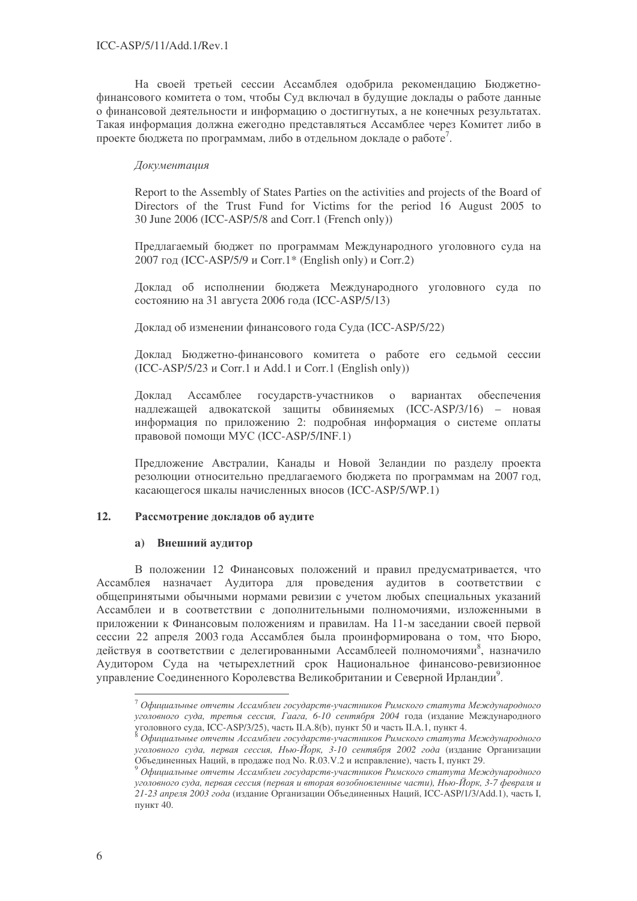На своей третьей сессии Ассамблея одобрила рекомендацию Бюджетно-финансового комитета о том, чтобы Суд включал в будущие доклады о работе данные о финансовой деятельности и информацию о достигнутых, а не конечных результатах. Такая информация должна ежегодно представляться Ассамблее через Комитет либо в проекте бюджета по программам, либо в отдельном докладе о работе[7].

*Документация*

Report to the Assembly of States Parties on the activities and projects of the Board of Directors of the Trust Fund for Victims for the period 16 August 2005 to 30 June 2006 (ICC-ASP/5/8 and Corr.1 (French only))

Предлагаемый бюджет по программам Международного уголовного суда на 2007 год (ICC-ASP/5/9 и Corr.1* (English only) и Corr.2)

Доклад об исполнении бюджета Международного уголовного суда по состоянию на 31 августа 2006 года (ICC-ASP/5/13)

Доклад об изменении финансового года Суда (ICC-ASP/5/22)

Доклад Бюджетно-финансового комитета о работе его седьмой сессии (ICC-ASP/5/23 и Corr.1 и Add.1 и Corr.1 (English only))

Доклад Ассамблее государств-участников о вариантах обеспечения надлежащей адвокатской защиты обвиняемых (ICC-ASP/3/16) – новая информация по приложению 2: подробная информация о системе оплаты правовой помощи МУС (ICC-ASP/5/INF.1)

Предложение Австралии, Канады и Новой Зеландии по разделу проекта резолюции относительно предлагаемого бюджета по программам на 2007 год, касающегося шкалы начисленных взносов (ICC-ASP/5/WP.1)

## 12. Рассмотрение докладов об аудите

### a) Внешний аудитор

В положении 12 Финансовых положений и правил предусматривается, что Ассамблея назначает Аудитора для проведения аудитов в соответствии с общепринятыми обычными нормами ревизии с учетом любых специальных указаний Ассамблеи и в соответствии с дополнительными полномочиями, изложенными в приложении к Финансовым положениям и правилам. На 11-м заседании своей первой сессии 22 апреля 2003 года Ассамблея была проинформирована о том, что Бюро, действуя в соответствии с делегированными Ассамблеей полномочиями[8], назначило Аудитором Суда на четырехлетний срок Национальное финансово-ревизионное управление Соединенного Королевства Великобритании и Северной Ирландии[9].

---

[7] *Официальные отчеты Ассамблеи государств-участников Римского статута Международного уголовного суда, третья сессия, Гаага, 6-10 сентября 2004* года (издание Международного уголовного суда, ICC-ASP/3/25), часть II.A.8(b), пункт 50 и часть II.A.1, пункт 4.

[8] *Официальные отчеты Ассамблеи государств-участников Римского статута Международного уголовного суда, первая сессия, Нью-Йорк, 3-10 сентября 2002 года* (издание Организации Объединенных Наций, в продаже под No. R.03.V.2 и исправление), часть I, пункт 29.

[9] *Официальные отчеты Ассамблеи государств-участников Римского статута Международного уголовного суда, первая сессия (первая и вторая возобновленные части), Нью-Йорк, 3-7 февраля и 21-23 апреля 2003 года* (издание Организации Объединенных Наций, ICC-ASP/1/3/Add.1), часть I, пункт 40.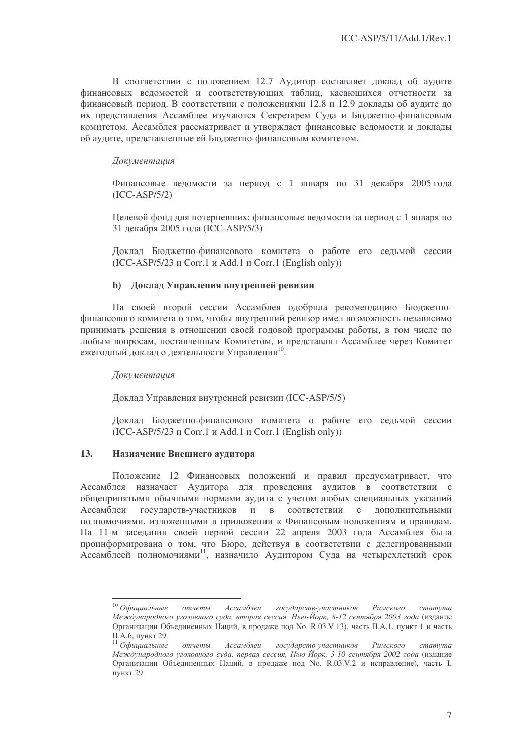В соответствии с положением 12.7 Аудитор составляет доклад об аудите финансовых ведомостей и соответствующих таблиц, касающихся отчетности за финансовый период. В соответствии с положениями 12.8 и 12.9 доклады об аудите до их представления Ассамблее изучаются Секретарем Суда и Бюджетно-финансовым комитетом. Ассамблея рассматривает и утверждает финансовые ведомости и доклады об аудите, представленные ей Бюджетно-финансовым комитетом.

*Документация*

Финансовые ведомости за период с 1 января по 31 декабря 2005 года (ICC-ASP/5/2)

Целевой фонд для потерпевших: финансовые ведомости за период с 1 января по 31 декабря 2005 года (ICC-ASP/5/3)

Доклад Бюджетно-финансового комитета о работе его седьмой сессии (ICC-ASP/5/23 и Corr.1 и Add.1 и Corr.1 (English only))

**b) Доклад Управления внутренней ревизии**

На своей второй сессии Ассамблея одобрила рекомендацию Бюджетно-финансового комитета о том, чтобы внутренний ревизор имел возможность независимо принимать решения в отношении своей годовой программы работы, в том числе по любым вопросам, поставленным Комитетом, и представлял Ассамблее через Комитет ежегодный доклад о деятельности Управления[10].

*Документация*

Доклад Управления внутренней ревизии (ICC-ASP/5/5)

Доклад Бюджетно-финансового комитета о работе его седьмой сессии (ICC-ASP/5/23 и Corr.1 и Add.1 и Corr.1 (English only))

## 13. Назначение Внешнего аудитора

Положение 12 Финансовых положений и правил предусматривает, что Ассамблея назначает Аудитора для проведения аудитов в соответствии с общепринятыми обычными нормами аудита с учетом любых специальных указаний Ассамблеи государств-участников и в соответствии с дополнительными полномочиями, изложенными в приложении к Финансовым положениям и правилам. На 11-м заседании своей первой сессии 22 апреля 2003 года Ассамблея была проинформирована о том, что Бюро, действуя в соответствии с делегированными Ассамблеей полномочиями[11], назначило Аудитором Суда на четырехлетний срок

---

[10] *Официальные отчеты Ассамблеи государств-участников Римского статута Международного уголовного суда, вторая сессия, Нью-Йорк, 8-12 сентября 2003 года* (издание Организации Объединенных Наций, в продаже под No. R.03.V.13), часть II.A.1, пункт 1 и часть II.A.6, пункт 29.

[11] *Официальные отчеты Ассамблеи государств-участников Римского статута Международного уголовного суда, первая сессия, Нью-Йорк, 3-10 сентября 2002 года* (издание Организации Объединенных Наций, в продаже под No. R.03.V.2 и исправление), часть I, пункт 29.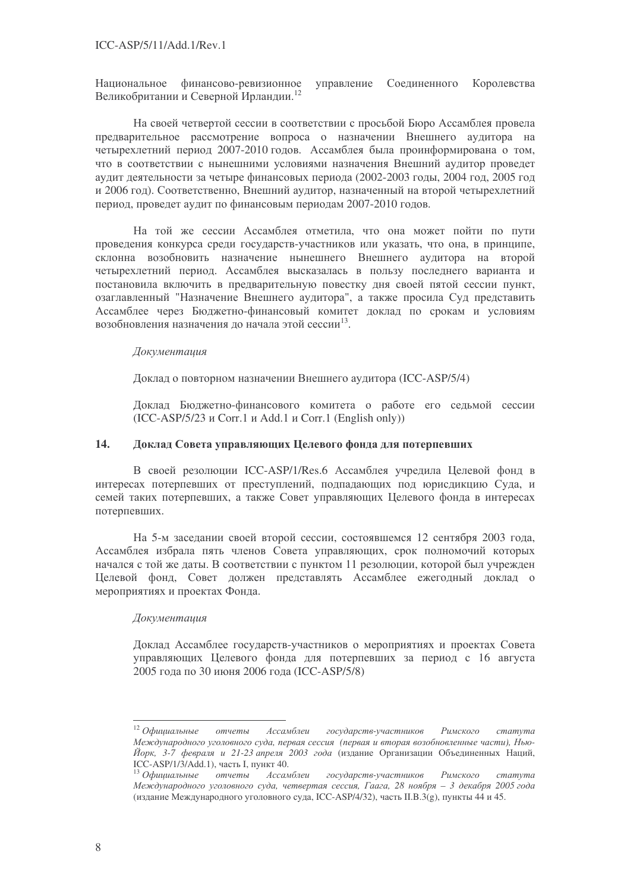Национальное финансово-ревизионное управление Соединенного Королевства Великобритании и Северной Ирландии.[12]

На своей четвертой сессии в соответствии с просьбой Бюро Ассамблея провела предварительное рассмотрение вопроса о назначении Внешнего аудитора на четырехлетний период 2007-2010 годов. Ассамблея была проинформирована о том, что в соответствии с нынешними условиями назначения Внешний аудитор проведет аудит деятельности за четыре финансовых периода (2002-2003 годы, 2004 год, 2005 год и 2006 год). Соответственно, Внешний аудитор, назначенный на второй четырехлетний период, проведет аудит по финансовым периодам 2007-2010 годов.

На той же сессии Ассамблея отметила, что она может пойти по пути проведения конкурса среди государств-участников или указать, что она, в принципе, склонна возобновить назначение нынешнего Внешнего аудитора на второй четырехлетний период. Ассамблея высказалась в пользу последнего варианта и постановила включить в предварительную повестку дня своей пятой сессии пункт, озаглавленный "Назначение Внешнего аудитора", а также просила Суд представить Ассамблее через Бюджетно-финансовый комитет доклад по срокам и условиям возобновления назначения до начала этой сессии[13].

*Документация*

Доклад о повторном назначении Внешнего аудитора (ICC-ASP/5/4)

Доклад Бюджетно-финансового комитета о работе его седьмой сессии (ICC-ASP/5/23 и Corr.1 и Add.1 и Corr.1 (English only))

## 14. Доклад Совета управляющих Целевого фонда для потерпевших

В своей резолюции ICC-ASP/1/Res.6 Ассамблея учредила Целевой фонд в интересах потерпевших от преступлений, подпадающих под юрисдикцию Суда, и семей таких потерпевших, а также Совет управляющих Целевого фонда в интересах потерпевших.

На 5-м заседании своей второй сессии, состоявшемся 12 сентября 2003 года, Ассамблея избрала пять членов Совета управляющих, срок полномочий которых начался с той же даты. В соответствии с пунктом 11 резолюции, которой был учрежден Целевой фонд, Совет должен представлять Ассамблее ежегодный доклад о мероприятиях и проектах Фонда.

*Документация*

Доклад Ассамблее государств-участников о мероприятиях и проектах Совета управляющих Целевого фонда для потерпевших за период с 16 августа 2005 года по 30 июня 2006 года (ICC-ASP/5/8)

---

[12] *Официальные отчеты Ассамблеи государств-участников Римского статута Международного уголовного суда, первая сессия (первая и вторая возобновленные части), Нью-Йорк, 3-7 февраля и 21-23 апреля 2003 года* (издание Организации Объединенных Наций, ICC-ASP/1/3/Add.1), часть I, пункт 40.

[13] *Официальные отчеты Ассамблеи государств-участников Римского статута Международного уголовного суда, четвертая сессия, Гаага, 28 ноября – 3 декабря 2005 года* (издание Международного уголовного суда, ICC-ASP/4/32), часть II.B.3(g), пункты 44 и 45.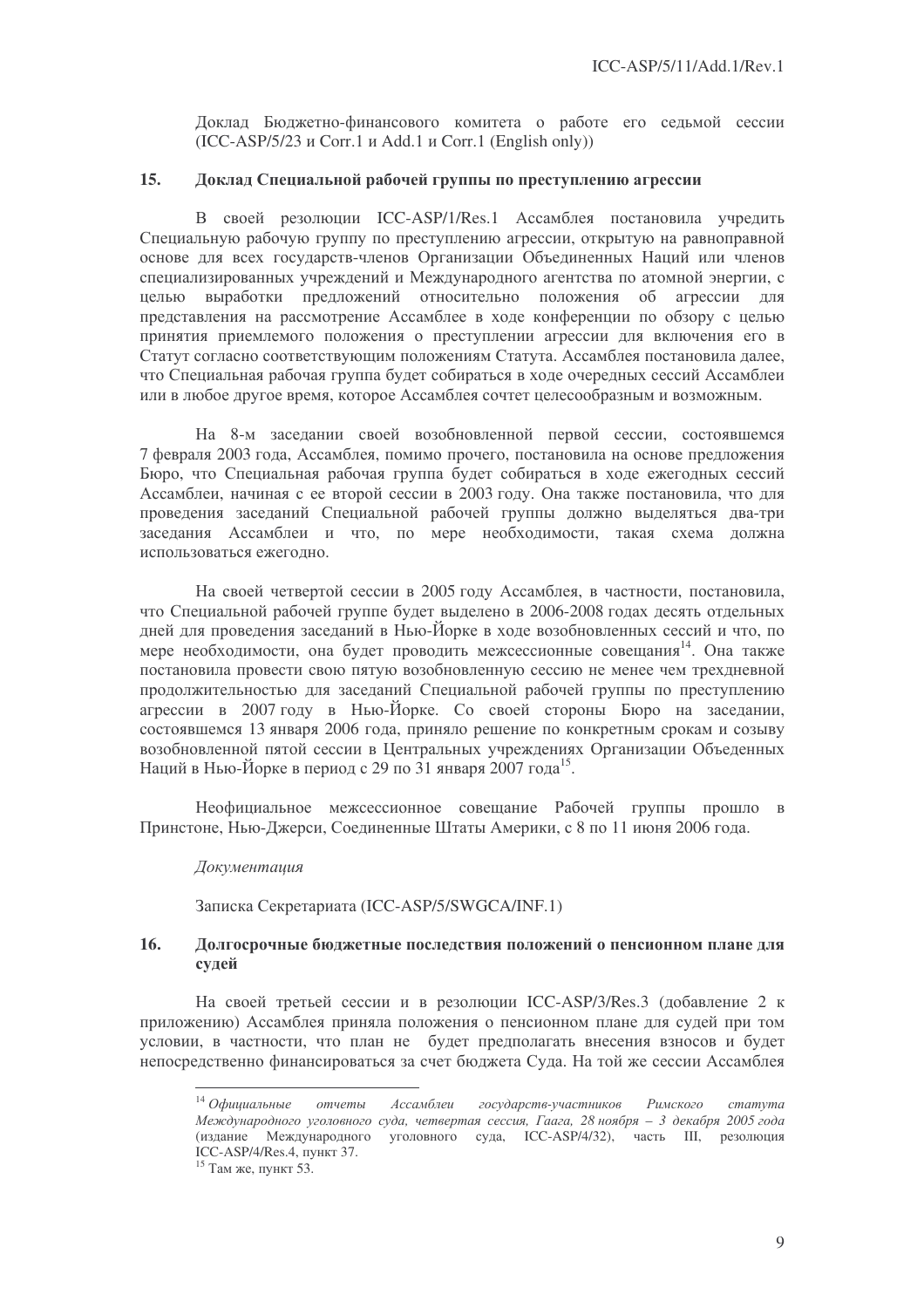Доклад Бюджетно-финансового комитета о работе его седьмой сессии (ICC-ASP/5/23 и Corr.1 и Add.1 и Corr.1 (English only))

### 15. Доклад Специальной рабочей группы по преступлению агрессии

В своей резолюции ICC-ASP/1/Res.1 Ассамблея постановила учредить Специальную рабочую группу по преступлению агрессии, открытую на равноправной основе для всех государств-членов Организации Объединенных Наций или членов специализированных учреждений и Международного агентства по атомной энергии, с целью выработки предложений относительно положения об агрессии для представления на рассмотрение Ассамблее в ходе конференции по обзору с целью принятия приемлемого положения о преступлении агрессии для включения его в Статут согласно соответствующим положениям Статута. Ассамблея постановила далее, что Специальная рабочая группа будет собираться в ходе очередных сессий Ассамблеи или в любое другое время, которое Ассамблея сочтет целесообразным и возможным.

На 8-м заседании своей возобновленной первой сессии, состоявшемся 7 февраля 2003 года, Ассамблея, помимо прочего, постановила на основе предложения Бюро, что Специальная рабочая группа будет собираться в ходе ежегодных сессий Ассамблеи, начиная с ее второй сессии в 2003 году. Она также постановила, что для проведения заседаний Специальной рабочей группы должно выделяться два-три заседания Ассамблеи и что, по мере необходимости, такая схема должна использоваться ежегодно.

На своей четвертой сессии в 2005 году Ассамблея, в частности, постановила, что Специальной рабочей группе будет выделено в 2006-2008 годах десять отдельных дней для проведения заседаний в Нью-Йорке в ходе возобновленных сессий и что, по мере необходимости, она будет проводить межсессионные совещания[14]. Она также постановила провести свою пятую возобновленную сессию не менее чем трехдневной продолжительностью для заседаний Специальной рабочей группы по преступлению агрессии в 2007 году в Нью-Йорке. Со своей стороны Бюро на заседании, состоявшемся 13 января 2006 года, приняло решение по конкретным срокам и созыву возобновленной пятой сессии в Центральных учреждениях Организации Объеденных Наций в Нью-Йорке в период с 29 по 31 января 2007 года[15].

Неофициальное межсессионное совещание Рабочей группы прошло в Принстоне, Нью-Джерси, Соединенные Штаты Америки, с 8 по 11 июня 2006 года.

*Документация*

Записка Секретариата (ICC-ASP/5/SWGCA/INF.1)

### 16. Долгосрочные бюджетные последствия положений о пенсионном плане для судей

На своей третьей сессии и в резолюции ICC-ASP/3/Res.3 (добавление 2 к приложению) Ассамблея приняла положения о пенсионном плане для судей при том условии, в частности, что план не будет предполагать внесения взносов и будет непосредственно финансироваться за счет бюджета Суда. На той же сессии Ассамблея

---

[14] *Официальные отчеты Ассамблеи государств-участников Римского статута Международного уголовного суда, четвертая сессия, Гаага, 28 ноября – 3 декабря 2005 года* (издание Международного уголовного суда, ICC-ASP/4/32), часть III, резолюция ICC-ASP/4/Res.4, пункт 37.

[15] Там же, пункт 53.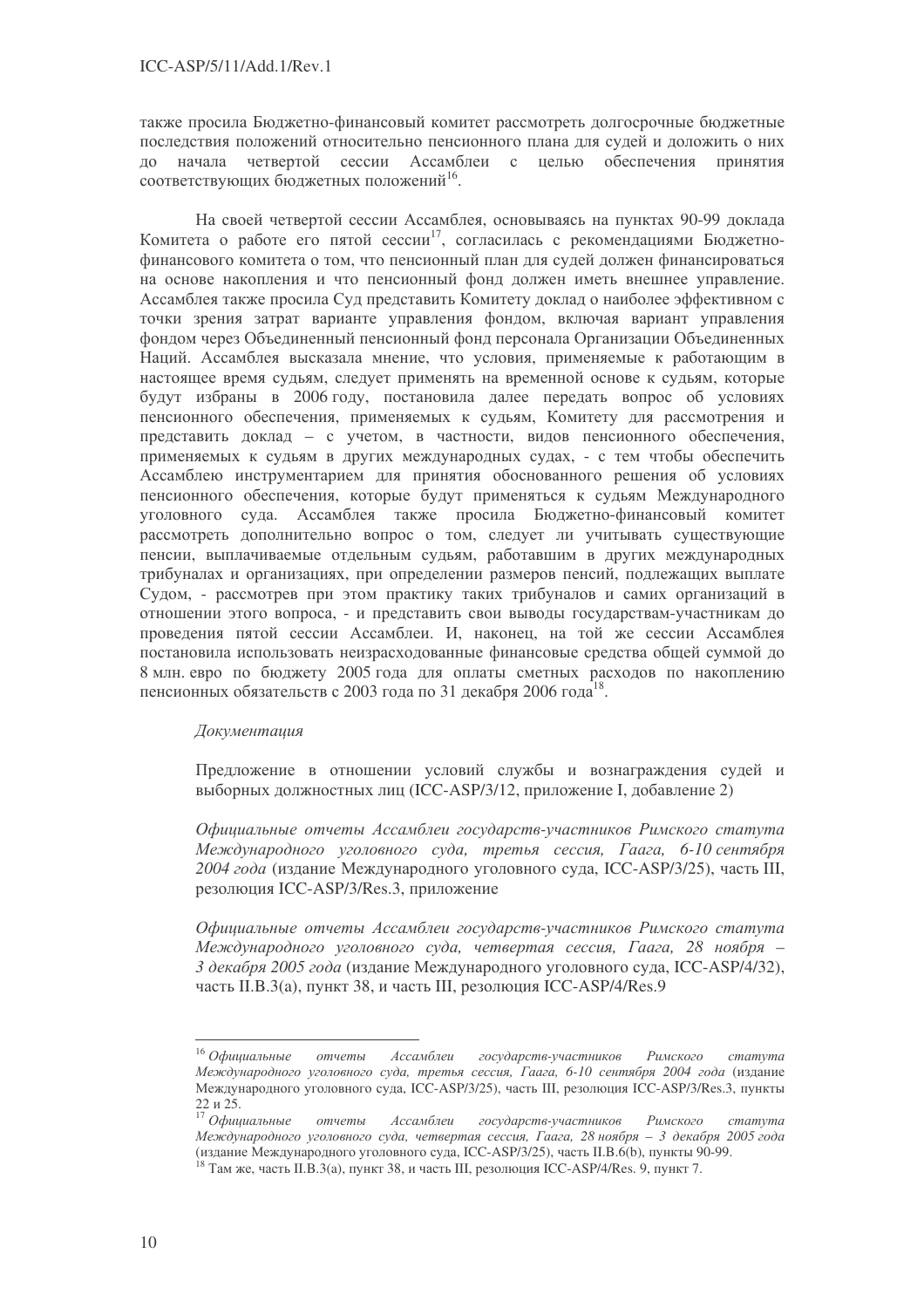также просила Бюджетно-финансовый комитет рассмотреть долгосрочные бюджетные последствия положений относительно пенсионного плана для судей и доложить о них до начала четвертой сессии Ассамблеи с целью обеспечения принятия соответствующих бюджетных положений[16].

На своей четвертой сессии Ассамблея, основываясь на пунктах 90-99 доклада Комитета о работе его пятой сессии[17], согласилась с рекомендациями Бюджетно-финансового комитета о том, что пенсионный план для судей должен финансироваться на основе накопления и что пенсионный фонд должен иметь внешнее управление. Ассамблея также просила Суд представить Комитету доклад о наиболее эффективном с точки зрения затрат варианте управления фондом, включая вариант управления фондом через Объединенный пенсионный фонд персонала Организации Объединенных Наций. Ассамблея высказала мнение, что условия, применяемые к работающим в настоящее время судьям, следует применять на временной основе к судьям, которые будут избраны в 2006 году, постановила далее передать вопрос об условиях пенсионного обеспечения, применяемых к судьям, Комитету для рассмотрения и представить доклад – с учетом, в частности, видов пенсионного обеспечения, применяемых к судьям в других международных судах, - с тем чтобы обеспечить Ассамблею инструментарием для принятия обоснованного решения об условиях пенсионного обеспечения, которые будут применяться к судьям Международного уголовного суда. Ассамблея также просила Бюджетно-финансовый комитет рассмотреть дополнительно вопрос о том, следует ли учитывать существующие пенсии, выплачиваемые отдельным судьям, работавшим в других международных трибуналах и организациях, при определении размеров пенсий, подлежащих выплате Судом, - рассмотрев при этом практику таких трибуналов и самих организаций в отношении этого вопроса, - и представить свои выводы государствам-участникам до проведения пятой сессии Ассамблеи. И, наконец, на той же сессии Ассамблея постановила использовать неизрасходованные финансовые средства общей суммой до 8 млн. евро по бюджету 2005 года для оплаты сметных расходов по накоплению пенсионных обязательств с 2003 года по 31 декабря 2006 года[18].

*Документация*

Предложение в отношении условий службы и вознаграждения судей и выборных должностных лиц (ICC-ASP/3/12, приложение I, добавление 2)

*Официальные отчеты Ассамблеи государств-участников Римского статута Международного уголовного суда, третья сессия, Гаага, 6-10 сентября 2004 года* (издание Международного уголовного суда, ICC-ASP/3/25), часть III, резолюция ICC-ASP/3/Res.3, приложение

*Официальные отчеты Ассамблеи государств-участников Римского статута Международного уголовного суда, четвертая сессия, Гаага, 28 ноября – 3 декабря 2005 года* (издание Международного уголовного суда, ICC-ASP/4/32), часть II.B.3(a), пункт 38, и часть III, резолюция ICC-ASP/4/Res.9

---

[16] *Официальные отчеты Ассамблеи государств-участников Римского статута Международного уголовного суда, третья сессия, Гаага, 6-10 сентября 2004 года* (издание Международного уголовного суда, ICC-ASP/3/25), часть III, резолюция ICC-ASP/3/Res.3, пункты 22 и 25.

[17] *Официальные отчеты Ассамблеи государств-участников Римского статута Международного уголовного суда, четвертая сессия, Гаага, 28 ноября – 3 декабря 2005 года* (издание Международного уголовного суда, ICC-ASP/3/25), часть II.B.6(b), пункты 90-99.

[18] Там же, часть II.B.3(a), пункт 38, и часть III, резолюция ICC-ASP/4/Res. 9, пункт 7.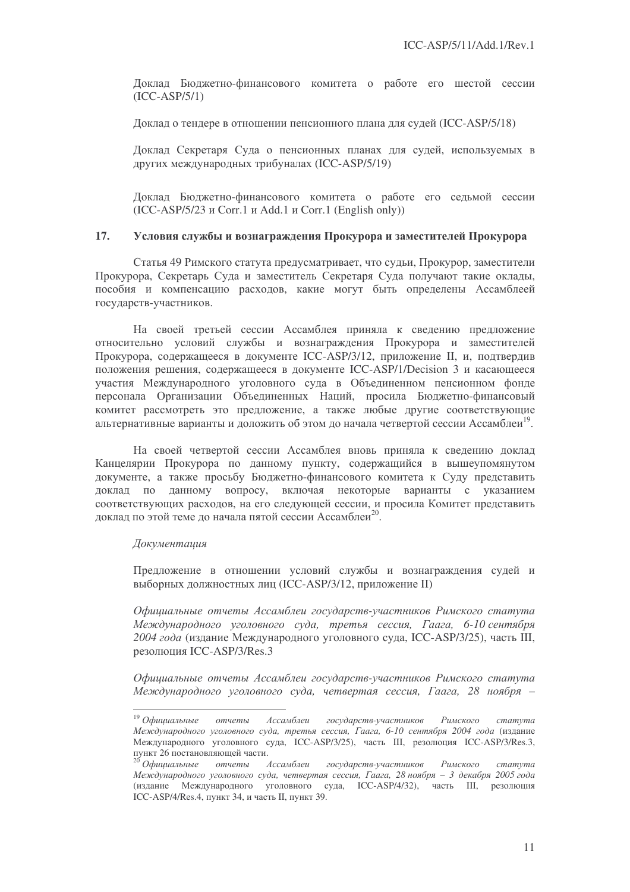Доклад Бюджетно-финансового комитета о работе его шестой сессии (ICC-ASP/5/1)

Доклад о тендере в отношении пенсионного плана для судей (ICC-ASP/5/18)

Доклад Секретаря Суда о пенсионных планах для судей, используемых в других международных трибуналах (ICC-ASP/5/19)

Доклад Бюджетно-финансового комитета о работе его седьмой сессии (ICC-ASP/5/23 и Corr.1 и Add.1 и Corr.1 (English only))

## 17. Условия службы и вознаграждения Прокурора и заместителей Прокурора

Статья 49 Римского статута предусматривает, что судьи, Прокурор, заместители Прокурора, Секретарь Суда и заместитель Секретаря Суда получают такие оклады, пособия и компенсацию расходов, какие могут быть определены Ассамблеей государств-участников.

На своей третьей сессии Ассамблея приняла к сведению предложение относительно условий службы и вознаграждения Прокурора и заместителей Прокурора, содержащееся в документе ICC-ASP/3/12, приложение II, и, подтвердив положения решения, содержащееся в документе ICC-ASP/1/Decision 3 и касающееся участия Международного уголовного суда в Объединенном пенсионном фонде персонала Организации Объединенных Наций, просила Бюджетно-финансовый комитет рассмотреть это предложение, а также любые другие соответствующие альтернативные варианты и доложить об этом до начала четвертой сессии Ассамблеи[19].

На своей четвертой сессии Ассамблея вновь приняла к сведению доклад Канцелярии Прокурора по данному пункту, содержащийся в вышеупомянутом документе, а также просьбу Бюджетно-финансового комитета к Суду представить доклад по данному вопросу, включая некоторые варианты с указанием соответствующих расходов, на его следующей сессии, и просила Комитет представить доклад по этой теме до начала пятой сессии Ассамблеи[20].

*Документация*

Предложение в отношении условий службы и вознаграждения судей и выборных должностных лиц (ICC-ASP/3/12, приложение II)

*Официальные отчеты Ассамблеи государств-участников Римского статута Международного уголовного суда, третья сессия, Гаага, 6-10 сентября 2004 года* (издание Международного уголовного суда, ICC-ASP/3/25), часть III, резолюция ICC-ASP/3/Res.3

*Официальные отчеты Ассамблеи государств-участников Римского статута Международного уголовного суда, четвертая сессия, Гаага, 28 ноября –*

---

[19] *Официальные отчеты Ассамблеи государств-участников Римского статута Международного уголовного суда, третья сессия, Гаага, 6-10 сентября 2004 года* (издание Международного уголовного суда, ICC-ASP/3/25), часть III, резолюция ICC-ASP/3/Res.3, пункт 26 постановляющей части.

[20] *Официальные отчеты Ассамблеи государств-участников Римского статута Международного уголовного суда, четвертая сессия, Гаага, 28 ноября – 3 декабря 2005 года* (издание Международного уголовного суда, ICC-ASP/4/32), часть III, резолюция ICC-ASP/4/Res.4, пункт 34, и часть II, пункт 39.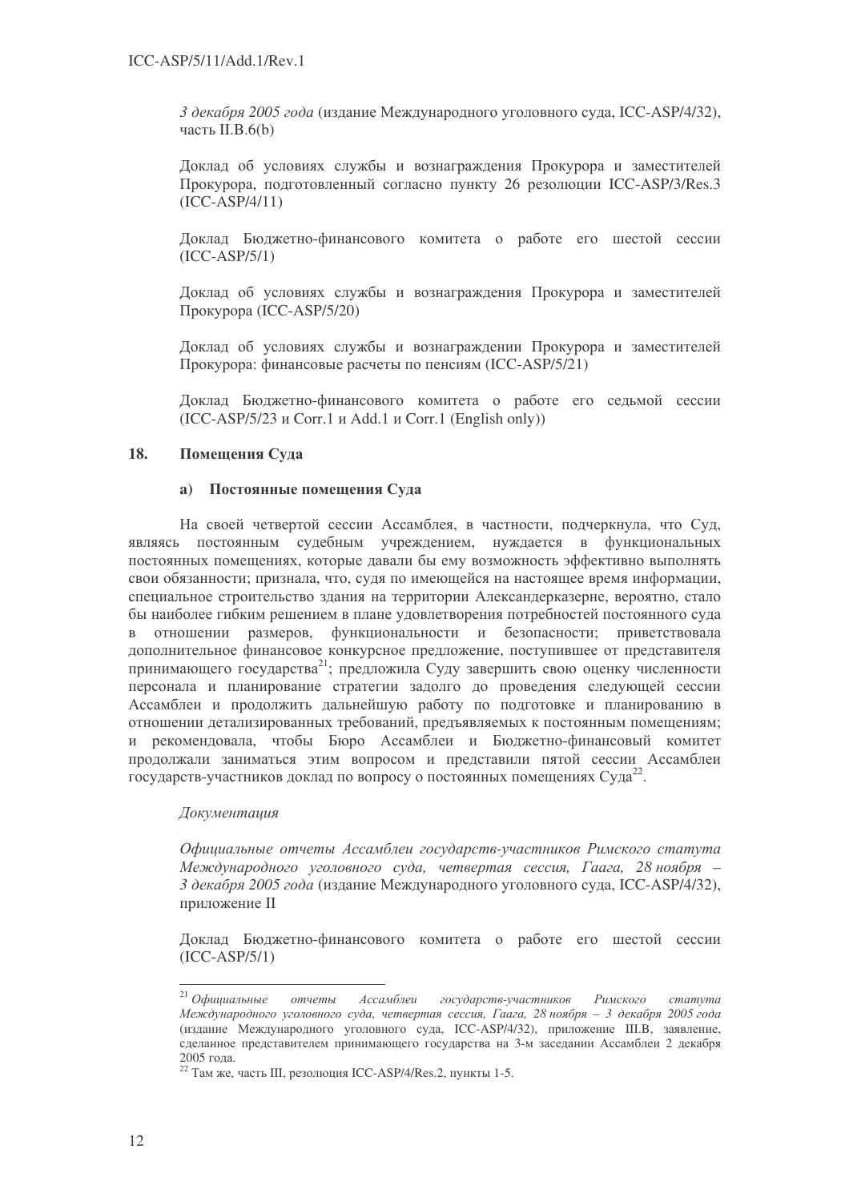*3 декабря 2005 года* (издание Международного уголовного суда, ICC-ASP/4/32), часть II.B.6(b)

Доклад об условиях службы и вознаграждения Прокурора и заместителей Прокурора, подготовленный согласно пункту 26 резолюции ICC-ASP/3/Res.3 (ICC-ASP/4/11)

Доклад Бюджетно-финансового комитета о работе его шестой сессии (ICC-ASP/5/1)

Доклад об условиях службы и вознаграждения Прокурора и заместителей Прокурора (ICC-ASP/5/20)

Доклад об условиях службы и вознаграждении Прокурора и заместителей Прокурора: финансовые расчеты по пенсиям (ICC-ASP/5/21)

Доклад Бюджетно-финансового комитета о работе его седьмой сессии (ICC-ASP/5/23 и Corr.1 и Add.1 и Corr.1 (English only))

## 18. Помещения Суда

### а) Постоянные помещения Суда

На своей четвертой сессии Ассамблея, в частности, подчеркнула, что Суд, являясь постоянным судебным учреждением, нуждается в функциональных постоянных помещениях, которые давали бы ему возможность эффективно выполнять свои обязанности; признала, что, судя по имеющейся на настоящее время информации, специальное строительство здания на территории Александерказерне, вероятно, стало бы наиболее гибким решением в плане удовлетворения потребностей постоянного суда в отношении размеров, функциональности и безопасности; приветствовала дополнительное финансовое конкурсное предложение, поступившее от представителя принимающего государства[21]; предложила Суду завершить свою оценку численности персонала и планирование стратегии задолго до проведения следующей сессии Ассамблеи и продолжить дальнейшую работу по подготовке и планированию в отношении детализированных требований, предъявляемых к постоянным помещениям; и рекомендовала, чтобы Бюро Ассамблеи и Бюджетно-финансовый комитет продолжали заниматься этим вопросом и представили пятой сессии Ассамблеи государств-участников доклад по вопросу о постоянных помещениях Суда[22].

*Документация*

*Официальные отчеты Ассамблеи государств-участников Римского статута Международного уголовного суда, четвертая сессия, Гаага, 28 ноября – 3 декабря 2005 года* (издание Международного уголовного суда, ICC-ASP/4/32), приложение II

Доклад Бюджетно-финансового комитета о работе его шестой сессии (ICC-ASP/5/1)

---

[21] *Официальные отчеты Ассамблеи государств-участников Римского статута Международного уголовного суда, четвертая сессия, Гаага, 28 ноября – 3 декабря 2005 года* (издание Международного уголовного суда, ICC-ASP/4/32), приложение III.B, заявление, сделанное представителем принимающего государства на 3-м заседании Ассамблеи 2 декабря 2005 года.

[22] Там же, часть III, резолюция ICC-ASP/4/Res.2, пункты 1-5.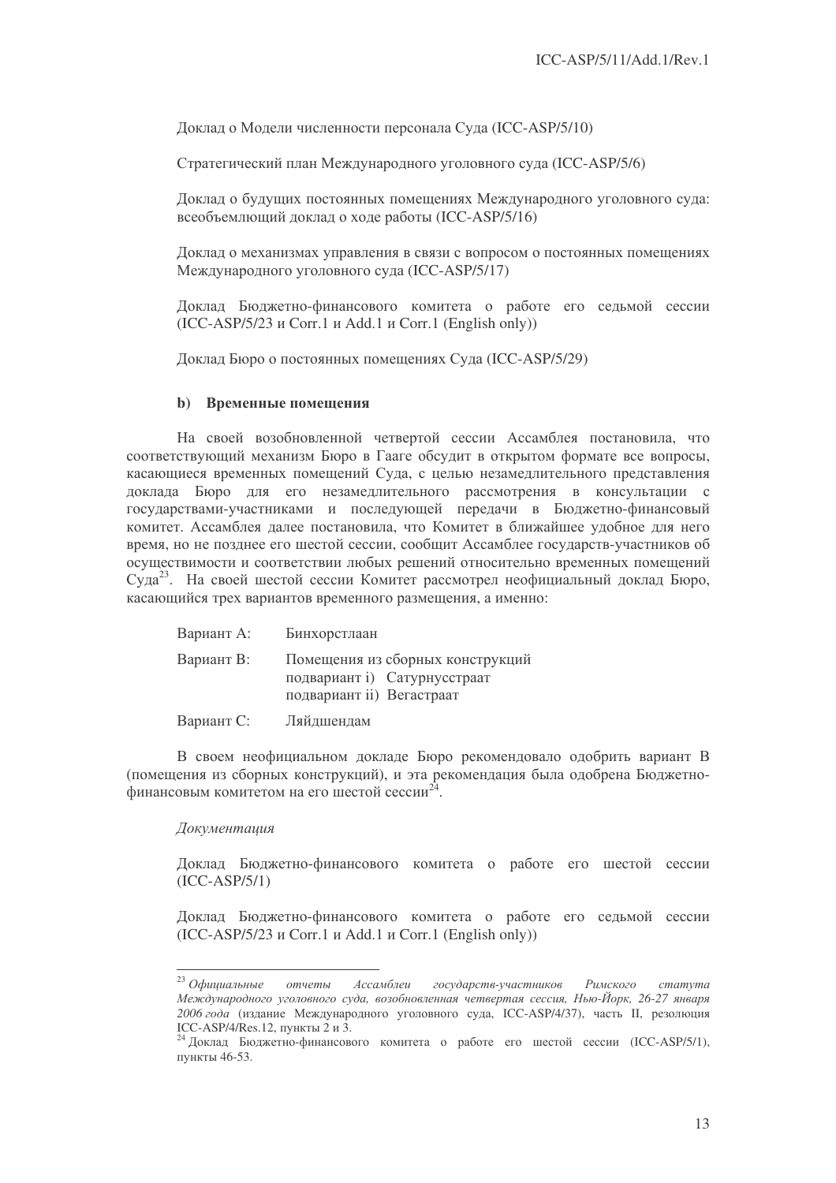Доклад о Модели численности персонала Суда (ICC-ASP/5/10)

Стратегический план Международного уголовного суда (ICC-ASP/5/6)

Доклад о будущих постоянных помещениях Международного уголовного суда: всеобъемлющий доклад о ходе работы (ICC-ASP/5/16)

Доклад о механизмах управления в связи с вопросом о постоянных помещениях Международного уголовного суда (ICC-ASP/5/17)

Доклад Бюджетно-финансового комитета о работе его седьмой сессии (ICC-ASP/5/23 и Corr.1 и Add.1 и Corr.1 (English only))

Доклад Бюро о постоянных помещениях Суда (ICC-ASP/5/29)

**b) Временные помещения**

На своей возобновленной четвертой сессии Ассамблея постановила, что соответствующий механизм Бюро в Гааге обсудит в открытом формате все вопросы, касающиеся временных помещений Суда, с целью незамедлительного представления доклада Бюро для его незамедлительного рассмотрения в консультации с государствами-участниками и последующей передачи в Бюджетно-финансовый комитет. Ассамблея далее постановила, что Комитет в ближайшее удобное для него время, но не позднее его шестой сессии, сообщит Ассамблее государств-участников об осуществимости и соответствии любых решений относительно временных помещений Суда[23]. На своей шестой сессии Комитет рассмотрел неофициальный доклад Бюро, касающийся трех вариантов временного размещения, а именно:

Вариант А: Бинхорстлаан

Вариант В: Помещения из сборных конструкций
подвариант i) Сатурнусстраат
подвариант ii) Вегастраат

Вариант С: Ляйдшендам

В своем неофициальном докладе Бюро рекомендовало одобрить вариант В (помещения из сборных конструкций), и эта рекомендация была одобрена Бюджетно-финансовым комитетом на его шестой сессии[24].

*Документация*

Доклад Бюджетно-финансового комитета о работе его шестой сессии (ICC-ASP/5/1)

Доклад Бюджетно-финансового комитета о работе его седьмой сессии (ICC-ASP/5/23 и Corr.1 и Add.1 и Corr.1 (English only))

---

[23] *Официальные отчеты Ассамблеи государств-участников Римского статута Международного уголовного суда, возобновленная четвертая сессия, Нью-Йорк, 26-27 января 2006 года* (издание Международного уголовного суда, ICC-ASP/4/37), часть II, резолюция ICC-ASP/4/Res.12, пункты 2 и 3.

[24] Доклад Бюджетно-финансового комитета о работе его шестой сессии (ICC-ASP/5/1), пункты 46-53.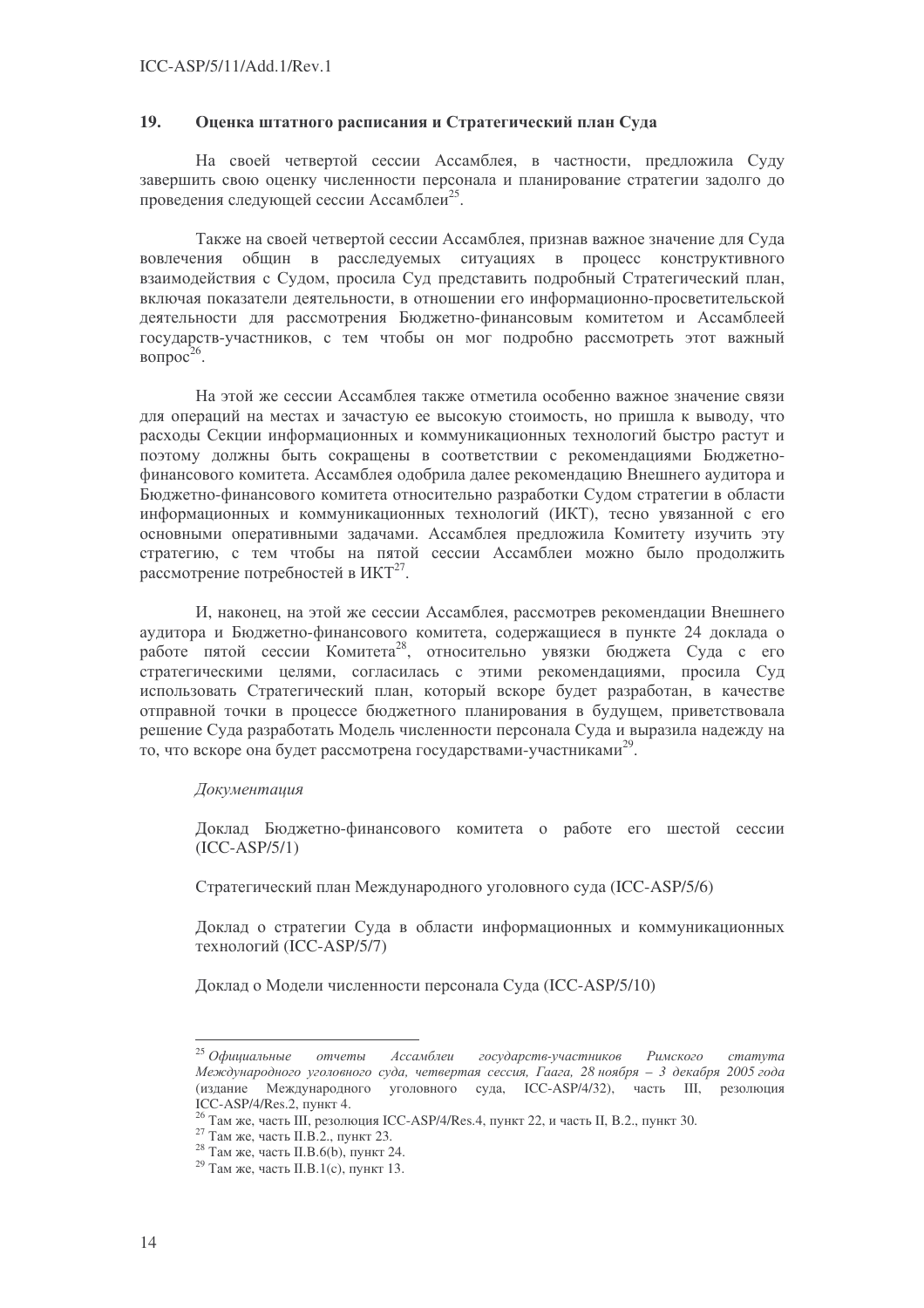## 19. Оценка штатного расписания и Стратегический план Суда

На своей четвертой сессии Ассамблея, в частности, предложила Суду завершить свою оценку численности персонала и планирование стратегии задолго до проведения следующей сессии Ассамблеи[25].

Также на своей четвертой сессии Ассамблея, признав важное значение для Суда вовлечения общин в расследуемых ситуациях в процесс конструктивного взаимодействия с Судом, просила Суд представить подробный Стратегический план, включая показатели деятельности, в отношении его информационно-просветительской деятельности для рассмотрения Бюджетно-финансовым комитетом и Ассамблеей государств-участников, с тем чтобы он мог подробно рассмотреть этот важный вопрос[26].

На этой же сессии Ассамблея также отметила особенно важное значение связи для операций на местах и зачастую ее высокую стоимость, но пришла к выводу, что расходы Секции информационных и коммуникационных технологий быстро растут и поэтому должны быть сокращены в соответствии с рекомендациями Бюджетно-финансового комитета. Ассамблея одобрила далее рекомендацию Внешнего аудитора и Бюджетно-финансового комитета относительно разработки Судом стратегии в области информационных и коммуникационных технологий (ИКТ), тесно увязанной с его основными оперативными задачами. Ассамблея предложила Комитету изучить эту стратегию, с тем чтобы на пятой сессии Ассамблеи можно было продолжить рассмотрение потребностей в ИКТ[27].

И, наконец, на этой же сессии Ассамблея, рассмотрев рекомендации Внешнего аудитора и Бюджетно-финансового комитета, содержащиеся в пункте 24 доклада о работе пятой сессии Комитета[28], относительно увязки бюджета Суда с его стратегическими целями, согласилась с этими рекомендациями, просила Суд использовать Стратегический план, который вскоре будет разработан, в качестве отправной точки в процессе бюджетного планирования в будущем, приветствовала решение Суда разработать Модель численности персонала Суда и выразила надежду на то, что вскоре она будет рассмотрена государствами-участниками[29].

*Документация*

Доклад Бюджетно-финансового комитета о работе его шестой сессии (ICC-ASP/5/1)

Стратегический план Международного уголовного суда (ICC-ASP/5/6)

Доклад о стратегии Суда в области информационных и коммуникационных технологий (ICC-ASP/5/7)

Доклад о Модели численности персонала Суда (ICC-ASP/5/10)

---

[25] *Официальные отчеты Ассамблеи государств-участников Римского статута Международного уголовного суда, четвертая сессия, Гаага, 28 ноября – 3 декабря 2005 года* (издание Международного уголовного суда, ICC-ASP/4/32), часть III, резолюция ICC-ASP/4/Res.2, пункт 4.

[26] Там же, часть III, резолюция ICC-ASP/4/Res.4, пункт 22, и часть II, B.2., пункт 30.

[27] Там же, часть II.B.2., пункт 23.

[28] Там же, часть II.B.6(b), пункт 24.

[29] Там же, часть II.B.1(c), пункт 13.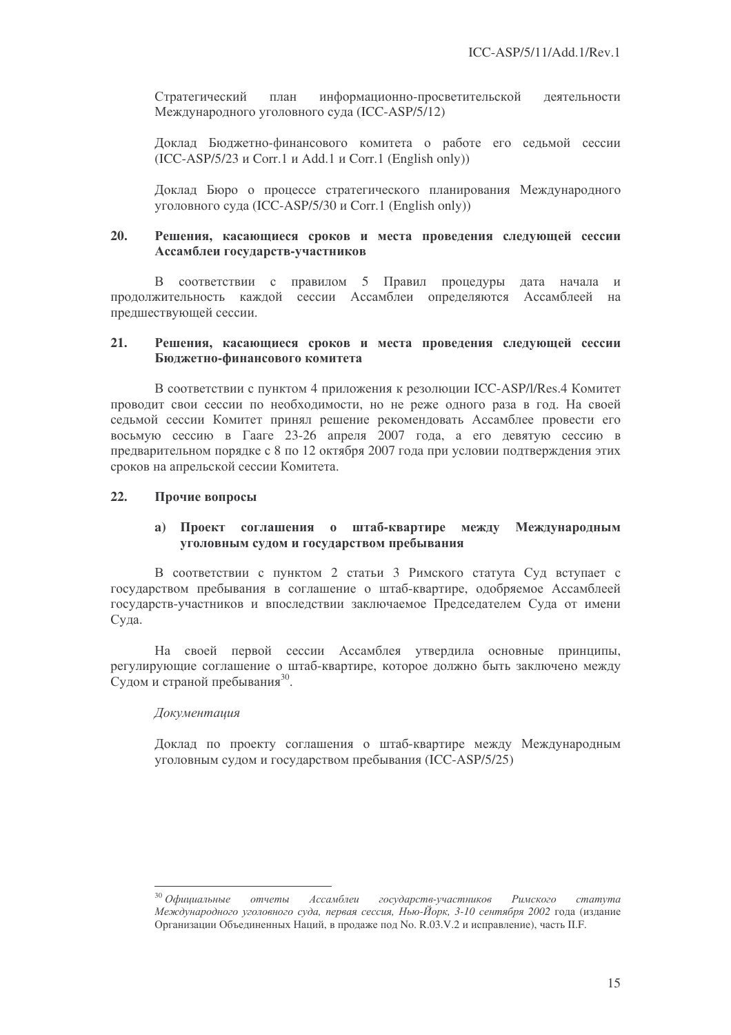Стратегический план информационно-просветительской деятельности Международного уголовного суда (ICC-ASP/5/12)

Доклад Бюджетно-финансового комитета о работе его седьмой сессии (ICC-ASP/5/23 и Corr.1 и Add.1 и Corr.1 (English only))

Доклад Бюро о процессе стратегического планирования Международного уголовного суда (ICC-ASP/5/30 и Corr.1 (English only))

## 20. Решения, касающиеся сроков и места проведения следующей сессии Ассамблеи государств-участников

В соответствии с правилом 5 Правил процедуры дата начала и продолжительность каждой сессии Ассамблеи определяются Ассамблеей на предшествующей сессии.

## 21. Решения, касающиеся сроков и места проведения следующей сессии Бюджетно-финансового комитета

В соответствии с пунктом 4 приложения к резолюции ICC-ASP/l/Res.4 Комитет проводит свои сессии по необходимости, но не реже одного раза в год. На своей седьмой сессии Комитет принял решение рекомендовать Ассамблее провести его восьмую сессию в Гааге 23-26 апреля 2007 года, а его девятую сессию в предварительном порядке с 8 по 12 октября 2007 года при условии подтверждения этих сроков на апрельской сессии Комитета.

## 22. Прочие вопросы

### a) Проект соглашения о штаб-квартире между Международным уголовным судом и государством пребывания

В соответствии с пунктом 2 статьи 3 Римского статута Суд вступает с государством пребывания в соглашение о штаб-квартире, одобряемое Ассамблеей государств-участников и впоследствии заключаемое Председателем Суда от имени Суда.

На своей первой сессии Ассамблея утвердила основные принципы, регулирующие соглашение о штаб-квартире, которое должно быть заключено между Судом и страной пребывания[30].

*Документация*

Доклад по проекту соглашения о штаб-квартире между Международным уголовным судом и государством пребывания (ICC-ASP/5/25)

---

[30] *Официальные отчеты Ассамблеи государств-участников Римского статута Международного уголовного суда, первая сессия, Нью-Йорк, 3-10 сентября 2002* года (издание Организации Объединенных Наций, в продаже под No. R.03.V.2 и исправление), часть II.F.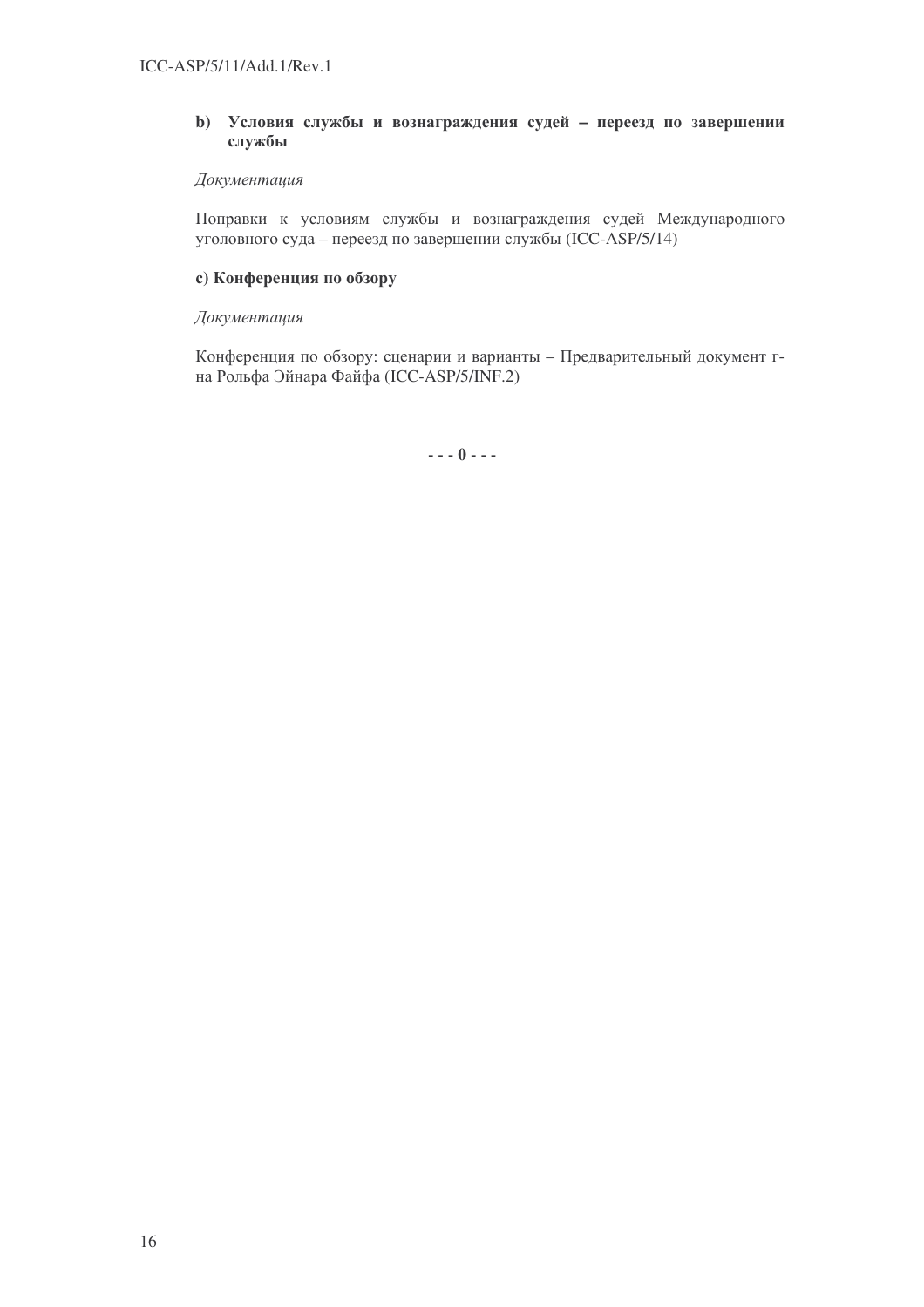**b) Условия службы и вознаграждения судей – переезд по завершении службы**

*Документация*

Поправки к условиям службы и вознаграждения судей Международного уголовного суда – переезд по завершении службы (ICC-ASP/5/14)

**c) Конференция по обзору**

*Документация*

Конференция по обзору: сценарии и варианты – Предварительный документ г-на Рольфа Эйнара Файфа (ICC-ASP/5/INF.2)

**- - - 0 - - -**